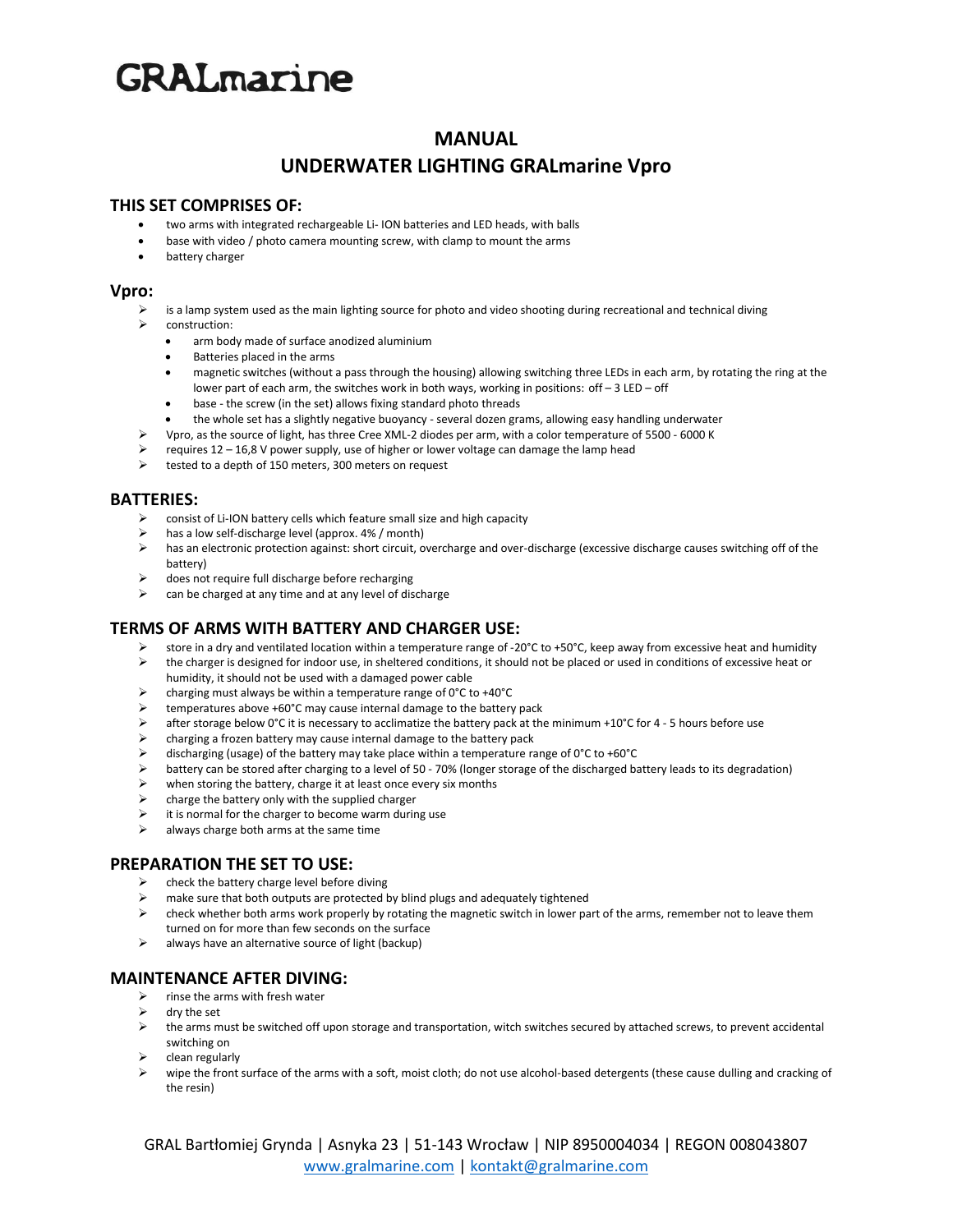# GRALmarine

## MANUAL

## UNDERWATER LIGHTING GRALmarine Vpro

### THIS SET COMPRISES OF:

- two arms with integrated rechargeable Li- ION batteries and LED heads, with balls
- base with video / photo camera mounting screw, with clamp to mount the arms
- battery charger

### Vpro:

- is a lamp system used as the main lighting source for photo and video shooting during recreational and technical diving
- construction:
  - arm body made of surface anodized aluminium
  - Batteries placed in the arms
  - magnetic switches (without a pass through the housing) allowing switching three LEDs in each arm, by rotating the ring at the lower part of each arm, the switches work in both ways, working in positions: off – 3 LED – off
  - base - the screw (in the set) allows fixing standard photo threads
  - the whole set has a slightly negative buoyancy - several dozen grams, allowing easy handling underwater
- Vpro, as the source of light, has three Cree XML-2 diodes per arm, with a color temperature of 5500 - 6000 K
- requires 12 – 16,8 V power supply, use of higher or lower voltage can damage the lamp head
- tested to a depth of 150 meters, 300 meters on request

### BATTERIES:

- consist of Li-ION battery cells which feature small size and high capacity
- has a low self-discharge level (approx. 4% / month)
- has an electronic protection against: short circuit, overcharge and over-discharge (excessive discharge causes switching off of the battery)
- does not require full discharge before recharging
- can be charged at any time and at any level of discharge

### TERMS OF ARMS WITH BATTERY AND CHARGER USE:

- store in a dry and ventilated location within a temperature range of -20°C to +50°C, keep away from excessive heat and humidity
- the charger is designed for indoor use, in sheltered conditions, it should not be placed or used in conditions of excessive heat or humidity, it should not be used with a damaged power cable
- charging must always be within a temperature range of 0°C to +40°C
- temperatures above +60°C may cause internal damage to the battery pack
- after storage below 0°C it is necessary to acclimatize the battery pack at the minimum +10°C for 4 - 5 hours before use
- charging a frozen battery may cause internal damage to the battery pack
- discharging (usage) of the battery may take place within a temperature range of 0°C to +60°C
- battery can be stored after charging to a level of 50 - 70% (longer storage of the discharged battery leads to its degradation)
- when storing the battery, charge it at least once every six months
- charge the battery only with the supplied charger
- it is normal for the charger to become warm during use
- always charge both arms at the same time

### PREPARATION THE SET TO USE:

- check the battery charge level before diving
- make sure that both outputs are protected by blind plugs and adequately tightened
- check whether both arms work properly by rotating the magnetic switch in lower part of the arms, remember not to leave them turned on for more than few seconds on the surface
- always have an alternative source of light (backup)

### MAINTENANCE AFTER DIVING:

- rinse the arms with fresh water
- dry the set
- the arms must be switched off upon storage and transportation, witch switches secured by attached screws, to prevent accidental switching on
- clean regularly
- wipe the front surface of the arms with a soft, moist cloth; do not use alcohol-based detergents (these cause dulling and cracking of the resin)

GRAL Bartłomiej Grynda | Asnyka 23 | 51-143 Wrocław | NIP 8950004034 | REGON 008043807
www.gralmarine.com | kontakt@gralmarine.com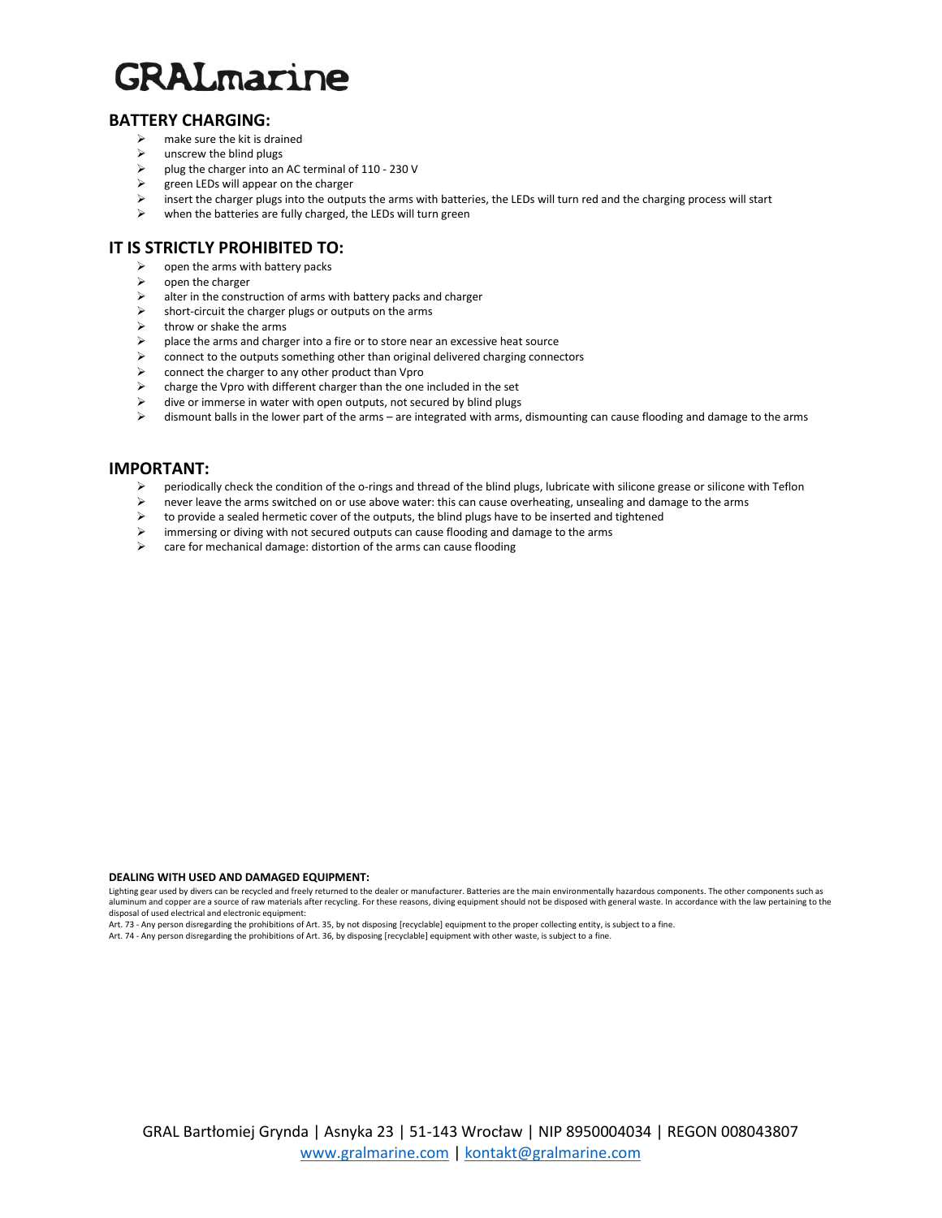# GRALmarine

## BATTERY CHARGING:

- make sure the kit is drained
- unscrew the blind plugs
- plug the charger into an AC terminal of 110 - 230 V
- green LEDs will appear on the charger
- insert the charger plugs into the outputs the arms with batteries, the LEDs will turn red and the charging process will start
- when the batteries are fully charged, the LEDs will turn green

## IT IS STRICTLY PROHIBITED TO:

- open the arms with battery packs
- open the charger
- alter in the construction of arms with battery packs and charger
- short-circuit the charger plugs or outputs on the arms
- throw or shake the arms
- place the arms and charger into a fire or to store near an excessive heat source
- connect to the outputs something other than original delivered charging connectors
- connect the charger to any other product than Vpro
- charge the Vpro with different charger than the one included in the set
- dive or immerse in water with open outputs, not secured by blind plugs
- dismount balls in the lower part of the arms – are integrated with arms, dismounting can cause flooding and damage to the arms

## IMPORTANT:

- periodically check the condition of the o-rings and thread of the blind plugs, lubricate with silicone grease or silicone with Teflon
- never leave the arms switched on or use above water: this can cause overheating, unsealing and damage to the arms
- to provide a sealed hermetic cover of the outputs, the blind plugs have to be inserted and tightened
- immersing or diving with not secured outputs can cause flooding and damage to the arms
- care for mechanical damage: distortion of the arms can cause flooding

**DEALING WITH USED AND DAMAGED EQUIPMENT:**

Lighting gear used by divers can be recycled and freely returned to the dealer or manufacturer. Batteries are the main environmentally hazardous components. The other components such as aluminum and copper are a source of raw materials after recycling. For these reasons, diving equipment should not be disposed with general waste. In accordance with the law pertaining to the disposal of used electrical and electronic equipment:

Art. 73 - Any person disregarding the prohibitions of Art. 35, by not disposing [recyclable] equipment to the proper collecting entity, is subject to a fine.

Art. 74 - Any person disregarding the prohibitions of Art. 36, by disposing [recyclable] equipment with other waste, is subject to a fine.

GRAL Bartłomiej Grynda | Asnyka 23 | 51-143 Wrocław | NIP 8950004034 | REGON 008043807
www.gralmarine.com | kontakt@gralmarine.com